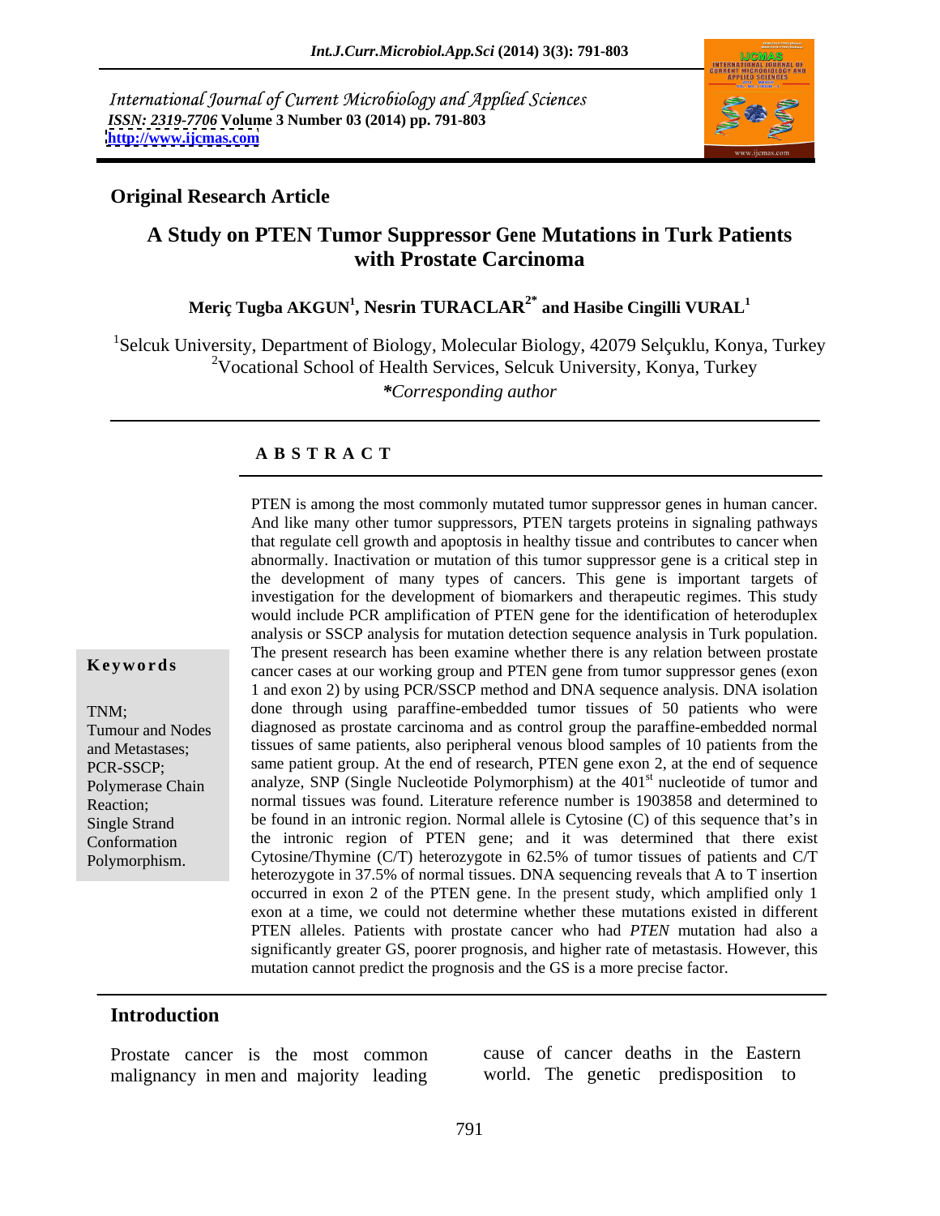International Journal of Current Microbiology and Applied Sciences
*ISSN: 2319-7706* Volume 3 Number 03 (2014) pp. 791-803
http://www.ijcmas.com

## Original Research Article

# A Study on PTEN Tumor Suppressor Gene Mutations in Turk Patients with Prostate Carcinoma

**Meriç Tugba AKGUN[1], Nesrin TURACLAR[2*] and Hasibe Cingilli VURAL[1]**

[1]Selcuk University, Department of Biology, Molecular Biology, 42079 Selçuklu, Konya, Turkey
[2]Vocational School of Health Services, Selcuk University, Konya, Turkey
*\*Corresponding author*

### A B S T R A C T

**Keywords**

TNM;
Tumour and Nodes and Metastases;
PCR-SSCP;
Polymerase Chain Reaction;
Single Strand Conformation Polymorphism.

PTEN is among the most commonly mutated tumor suppressor genes in human cancer. And like many other tumor suppressors, PTEN targets proteins in signaling pathways that regulate cell growth and apoptosis in healthy tissue and contributes to cancer when abnormally. Inactivation or mutation of this tumor suppressor gene is a critical step in the development of many types of cancers. This gene is important targets of investigation for the development of biomarkers and therapeutic regimes. This study would include PCR amplification of PTEN gene for the identification of heteroduplex analysis or SSCP analysis for mutation detection sequence analysis in Turk population. The present research has been examine whether there is any relation between prostate cancer cases at our working group and PTEN gene from tumor suppressor genes (exon 1 and exon 2) by using PCR/SSCP method and DNA sequence analysis. DNA isolation done through using paraffine-embedded tumor tissues of 50 patients who were diagnosed as prostate carcinoma and as control group the paraffine-embedded normal tissues of same patients, also peripheral venous blood samples of 10 patients from the same patient group. At the end of research, PTEN gene exon 2, at the end of sequence analyze, SNP (Single Nucleotide Polymorphism) at the 401st nucleotide of tumor and normal tissues was found. Literature reference number is 1903858 and determined to be found in an intronic region. Normal allele is Cytosine (C) of this sequence that's in the intronic region of PTEN gene; and it was determined that there exist Cytosine/Thymine (C/T) heterozygote in 62.5% of tumor tissues of patients and C/T heterozygote in 37.5% of normal tissues. DNA sequencing reveals that A to T insertion occurred in exon 2 of the PTEN gene. In the present study, which amplified only 1 exon at a time, we could not determine whether these mutations existed in different PTEN alleles. Patients with prostate cancer who had *PTEN* mutation had also a significantly greater GS, poorer prognosis, and higher rate of metastasis. However, this mutation cannot predict the prognosis and the GS is a more precise factor.

## Introduction

Prostate cancer is the most common malignancy in men and majority leading cause of cancer deaths in the Eastern world. The genetic predisposition to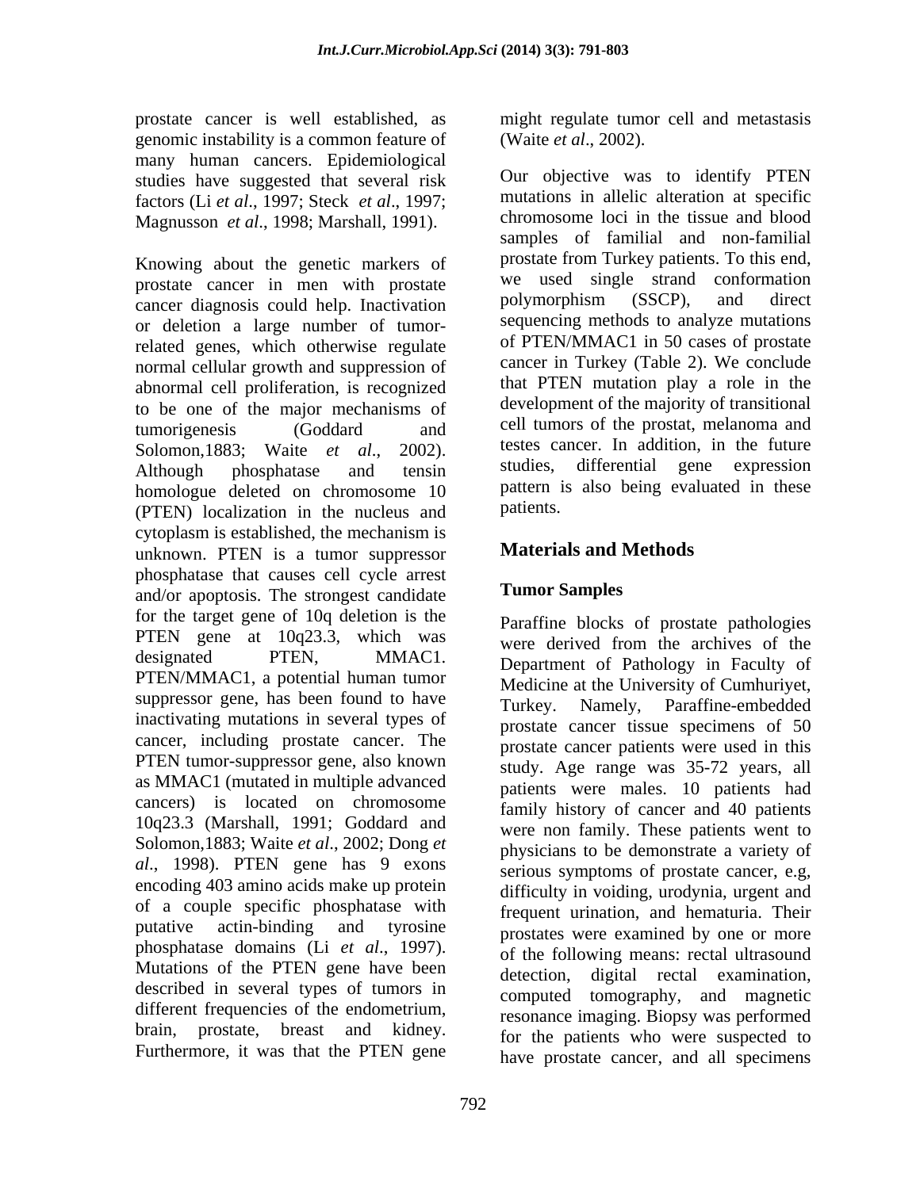prostate cancer is well established, as genomic instability is a common feature of many human cancers. Epidemiological studies have suggested that several risk factors (Li *et al*., 1997; Steck *et al*., 1997; Magnusson *et al*., 1998; Marshall, 1991).

Knowing about the genetic markers of prostate cancer in men with prostate cancer diagnosis could help. Inactivation or deletion a large number of tumor-related genes, which otherwise regulate normal cellular growth and suppression of abnormal cell proliferation, is recognized to be one of the major mechanisms of tumorigenesis (Goddard and Solomon,1883; Waite *et al*., 2002). Although phosphatase and tensin homologue deleted on chromosome 10 (PTEN) localization in the nucleus and cytoplasm is established, the mechanism is unknown. PTEN is a tumor suppressor phosphatase that causes cell cycle arrest and/or apoptosis. The strongest candidate for the target gene of 10q deletion is the PTEN gene at 10q23.3, which was designated PTEN, MMAC1. PTEN/MMAC1, a potential human tumor suppressor gene, has been found to have inactivating mutations in several types of cancer, including prostate cancer. The PTEN tumor-suppressor gene, also known as MMAC1 (mutated in multiple advanced cancers) is located on chromosome 10q23.3 (Marshall, 1991; Goddard and Solomon,1883; Waite *et al*., 2002; Dong *et al*., 1998). PTEN gene has 9 exons encoding 403 amino acids make up protein of a couple specific phosphatase with putative actin-binding and tyrosine phosphatase domains (Li *et al*., 1997). Mutations of the PTEN gene have been described in several types of tumors in different frequencies of the endometrium, brain, prostate, breast and kidney. Furthermore, it was that the PTEN gene might regulate tumor cell and metastasis (Waite *et al*., 2002).

Our objective was to identify PTEN mutations in allelic alteration at specific chromosome loci in the tissue and blood samples of familial and non-familial prostate from Turkey patients. To this end, we used single strand conformation polymorphism (SSCP), and direct sequencing methods to analyze mutations of PTEN/MMAC1 in 50 cases of prostate cancer in Turkey (Table 2). We conclude that PTEN mutation play a role in the development of the majority of transitional cell tumors of the prostat, melanoma and testes cancer. In addition, in the future studies, differential gene expression pattern is also being evaluated in these patients.

## Materials and Methods

### Tumor Samples

Paraffine blocks of prostate pathologies were derived from the archives of the Department of Pathology in Faculty of Medicine at the University of Cumhuriyet, Turkey. Namely, Paraffine-embedded prostate cancer tissue specimens of 50 prostate cancer patients were used in this study. Age range was 35-72 years, all patients were males. 10 patients had family history of cancer and 40 patients were non family. These patients went to physicians to be demonstrate a variety of serious symptoms of prostate cancer, e.g, difficulty in voiding, urodynia, urgent and frequent urination, and hematuria. Their prostates were examined by one or more of the following means: rectal ultrasound detection, digital rectal examination, computed tomography, and magnetic resonance imaging. Biopsy was performed for the patients who were suspected to have prostate cancer, and all specimens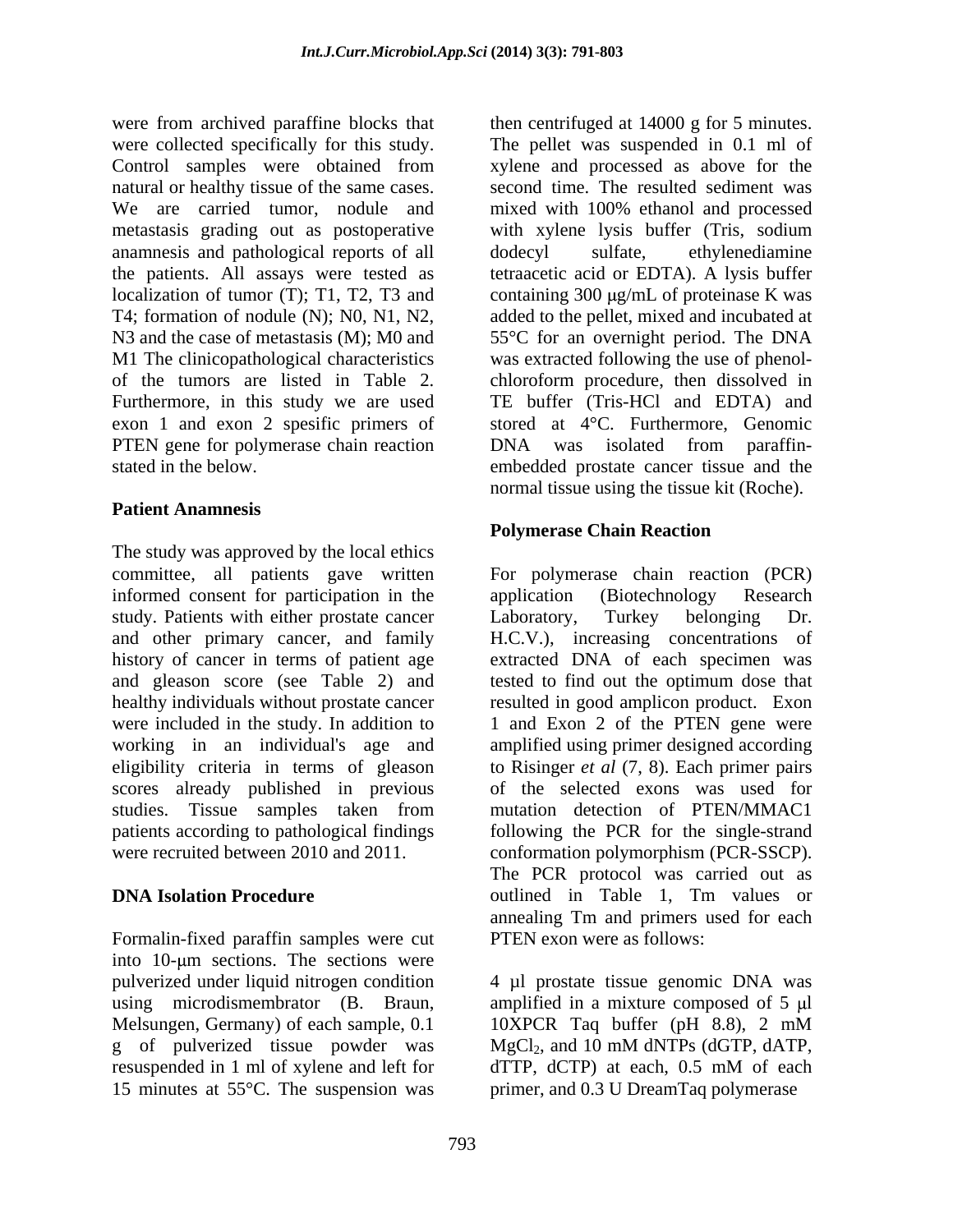were from archived paraffine blocks that were collected specifically for this study. Control samples were obtained from natural or healthy tissue of the same cases. We are carried tumor, nodule and metastasis grading out as postoperative anamnesis and pathological reports of all the patients. All assays were tested as localization of tumor (T); T1, T2, T3 and T4; formation of nodule (N); N0, N1, N2, N3 and the case of metastasis (M); M0 and M1 The clinicopathological characteristics of the tumors are listed in Table 2. Furthermore, in this study we are used exon 1 and exon 2 spesific primers of PTEN gene for polymerase chain reaction stated in the below.

**Patient Anamnesis**

The study was approved by the local ethics committee, all patients gave written informed consent for participation in the study. Patients with either prostate cancer and other primary cancer, and family history of cancer in terms of patient age and gleason score (see Table 2) and healthy individuals without prostate cancer were included in the study. In addition to working in an individual's age and eligibility criteria in terms of gleason scores already published in previous studies. Tissue samples taken from patients according to pathological findings were recruited between 2010 and 2011.

**DNA Isolation Procedure**

Formalin-fixed paraffin samples were cut into 10-μm sections. The sections were pulverized under liquid nitrogen condition using microdismembrator (B. Braun, Melsungen, Germany) of each sample, 0.1 g of pulverized tissue powder was resuspended in 1 ml of xylene and left for 15 minutes at 55°C. The suspension was then centrifuged at 14000 g for 5 minutes. The pellet was suspended in 0.1 ml of xylene and processed as above for the second time. The resulted sediment was mixed with 100% ethanol and processed with xylene lysis buffer (Tris, sodium dodecyl sulfate, ethylenediamine tetraacetic acid or EDTA). A lysis buffer containing 300 μg/mL of proteinase K was added to the pellet, mixed and incubated at 55°C for an overnight period. The DNA was extracted following the use of phenol-chloroform procedure, then dissolved in TE buffer (Tris-HCl and EDTA) and stored at 4°C. Furthermore, Genomic DNA was isolated from paraffin-embedded prostate cancer tissue and the normal tissue using the tissue kit (Roche).

**Polymerase Chain Reaction**

For polymerase chain reaction (PCR) application (Biotechnology Research Laboratory, Turkey belonging Dr. H.C.V.), increasing concentrations of extracted DNA of each specimen was tested to find out the optimum dose that resulted in good amplicon product. Exon 1 and Exon 2 of the PTEN gene were amplified using primer designed according to Risinger *et al* (7, 8). Each primer pairs of the selected exons was used for mutation detection of PTEN/MMAC1 following the PCR for the single-strand conformation polymorphism (PCR-SSCP). The PCR protocol was carried out as outlined in Table 1, Tm values or annealing Tm and primers used for each PTEN exon were as follows:

4 µl prostate tissue genomic DNA was amplified in a mixture composed of 5 µl 10XPCR Taq buffer (pH 8.8), 2 mM $MgCl_2$, and 10 mM dNTPs (dGTP, dATP, dTTP, dCTP) at each, 0.5 mM of each primer, and 0.3 U DreamTaq polymerase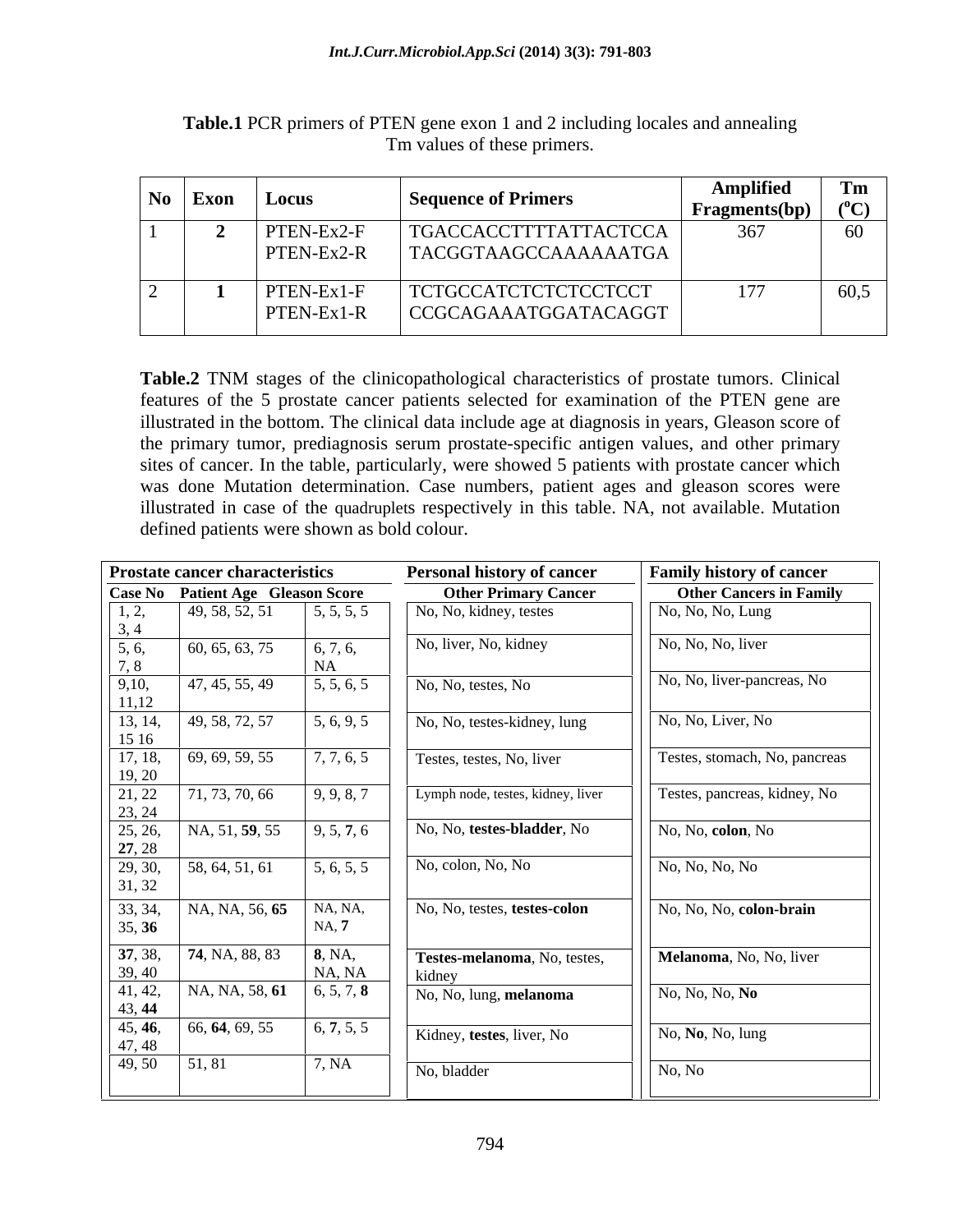**Table.1** PCR primers of PTEN gene exon 1 and 2 including locales and annealing Tm values of these primers.

| No | Exon | Locus | Sequence of Primers | Amplified Fragments(bp) | Tm (°C) |
|---|---|---|---|---|---|
| 1 | **2** | PTEN-Ex2-F<br>PTEN-Ex2-R | TGACCACCTTTTATTACTCCA<br>TACGGTAAGCCAAAAAATGA | 367 | 60 |
| 2 | **1** | PTEN-Ex1-F<br>PTEN-Ex1-R | TCTGCCATCTCTCTCCTCCT<br>CCGCAGAAATGGATACAGGT | 177 | 60,5 |

**Table.2** TNM stages of the clinicopathological characteristics of prostate tumors. Clinical features of the 5 prostate cancer patients selected for examination of the PTEN gene are illustrated in the bottom. The clinical data include age at diagnosis in years, Gleason score of the primary tumor, prediagnosis serum prostate-specific antigen values, and other primary sites of cancer. In the table, particularly, were showed 5 patients with prostate cancer which was done Mutation determination. Case numbers, patient ages and gleason scores were illustrated in case of the quadruplets respectively in this table. NA, not available. Mutation defined patients were shown as bold colour.

| Prostate cancer characteristics | | | Personal history of cancer | Family history of cancer |
|---|---|---|---|---|
| **Case No** | **Patient Age** | **Gleason Score** | **Other Primary Cancer** | **Other Cancers in Family** |
| 1, 2, 3, 4 | 49, 58, 52, 51 | 5, 5, 5, 5 | No, No, kidney, testes | No, No, No, Lung |
| 5, 6, 7, 8 | 60, 65, 63, 75 | 6, 7, 6, NA | No, liver, No, kidney | No, No, No, liver |
| 9,10, 11,12 | 47, 45, 55, 49 | 5, 5, 6, 5 | No, No, testes, No | No, No, liver-pancreas, No |
| 13, 14, 15 16 | 49, 58, 72, 57 | 5, 6, 9, 5 | No, No, testes-kidney, lung | No, No, Liver, No |
| 17, 18, 19, 20 | 69, 69, 59, 55 | 7, 7, 6, 5 | Testes, testes, No, liver | Testes, stomach, No, pancreas |
| 21, 22 23, 24 | 71, 73, 70, 66 | 9, 9, 8, 7 | Lymph node, testes, kidney, liver | Testes, pancreas, kidney, No |
| 25, 26, **27**, 28 | NA, 51, **59**, 55 | 9, 5, **7**, 6 | No, No, **testes-bladder**, No | No, No, **colon**, No |
| 29, 30, 31, 32 | 58, 64, 51, 61 | 5, 6, 5, 5 | No, colon, No, No | No, No, No, No |
| 33, 34, 35, **36** | NA, NA, 56, **65** | NA, NA, NA, **7** | No, No, testes, **testes-colon** | No, No, No, **colon-brain** |
| **37**, 38, 39, 40 | **74**, NA, 88, 83 | **8**, NA, NA, NA | **Testes-melanoma**, No, testes, kidney | **Melanoma**, No, No, liver |
| 41, 42, 43, **44** | NA, NA, 58, **61** | 6, 5, 7, **8** | No, No, lung, **melanoma** | No, No, No, **No** |
| 45, **46**, 47, 48 | 66, **64**, 69, 55 | 6, **7**, 5, 5 | Kidney, **testes**, liver, No | No, **No**, No, lung |
| 49, 50 | 51, 81 | 7, NA | No, bladder | No, No |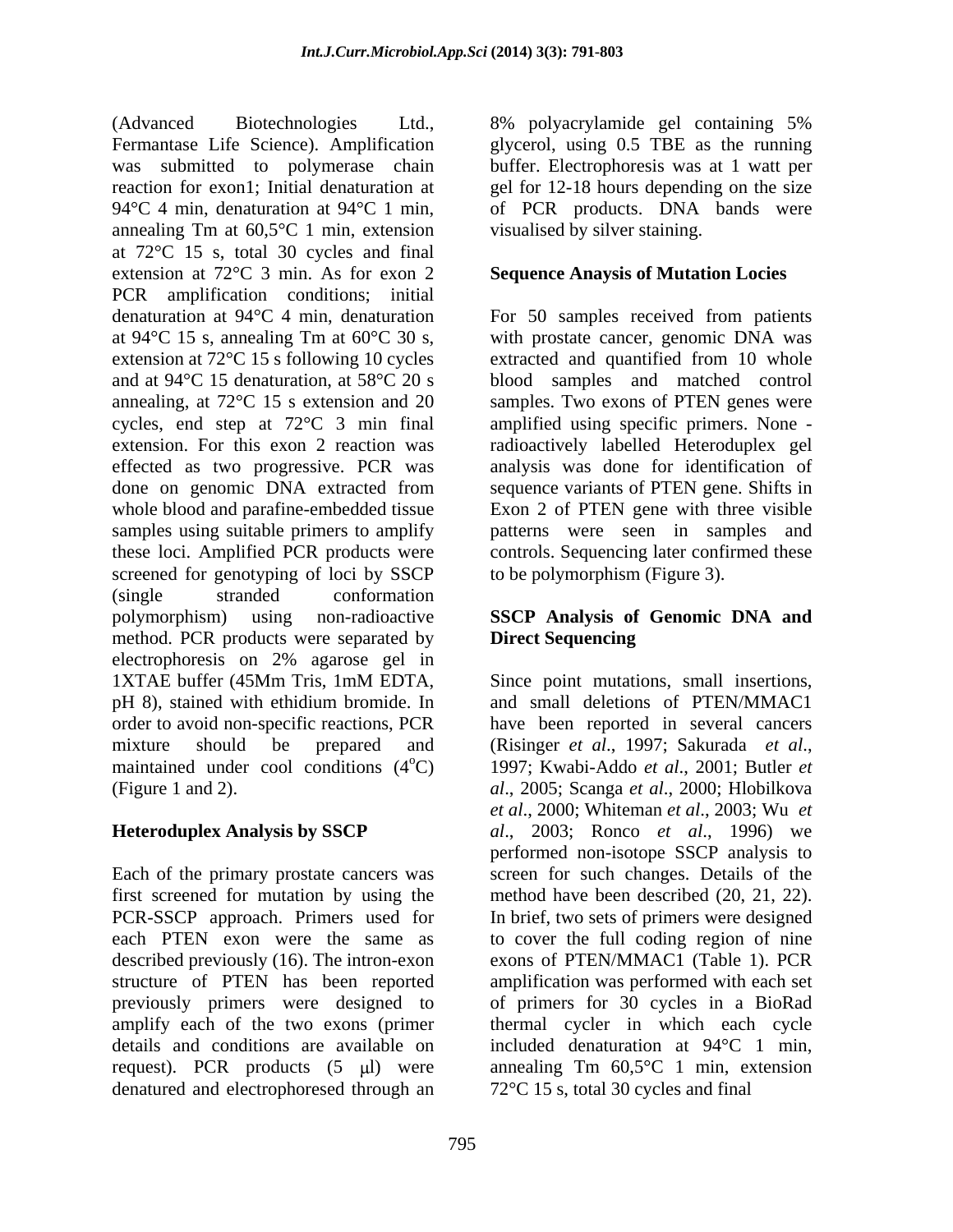(Advanced Biotechnologies Ltd., Fermantase Life Science). Amplification was submitted to polymerase chain reaction for exon1; Initial denaturation at 94°C 4 min, denaturation at 94°C 1 min, annealing Tm at 60,5°C 1 min, extension at 72°C 15 s, total 30 cycles and final extension at 72°C 3 min. As for exon 2 PCR amplification conditions; initial denaturation at 94°C 4 min, denaturation at 94°C 15 s, annealing Tm at 60°C 30 s, extension at 72°C 15 s following 10 cycles and at 94°C 15 denaturation, at 58°C 20 s annealing, at 72°C 15 s extension and 20 cycles, end step at 72°C 3 min final extension. For this exon 2 reaction was effected as two progressive. PCR was done on genomic DNA extracted from whole blood and parafine-embedded tissue samples using suitable primers to amplify these loci. Amplified PCR products were screened for genotyping of loci by SSCP (single stranded conformation polymorphism) using non-radioactive method. PCR products were separated by electrophoresis on 2% agarose gel in 1XTAE buffer (45Mm Tris, 1mM EDTA, pH 8), stained with ethidium bromide. In order to avoid non-specific reactions, PCR mixture should be prepared and maintained under cool conditions (4°C) (Figure 1 and 2).

## Heteroduplex Analysis by SSCP

Each of the primary prostate cancers was first screened for mutation by using the PCR-SSCP approach. Primers used for each PTEN exon were the same as described previously (16). The intron-exon structure of PTEN has been reported previously primers were designed to amplify each of the two exons (primer details and conditions are available on request). PCR products (5 μl) were denatured and electrophoresed through an 8% polyacrylamide gel containing 5% glycerol, using 0.5 TBE as the running buffer. Electrophoresis was at 1 watt per gel for 12-18 hours depending on the size of PCR products. DNA bands were visualised by silver staining.

## Sequence Anaysis of Mutation Locies

For 50 samples received from patients with prostate cancer, genomic DNA was extracted and quantified from 10 whole blood samples and matched control samples. Two exons of PTEN genes were amplified using specific primers. None - radioactively labelled Heteroduplex gel analysis was done for identification of sequence variants of PTEN gene. Shifts in Exon 2 of PTEN gene with three visible patterns were seen in samples and controls. Sequencing later confirmed these to be polymorphism (Figure 3).

## SSCP Analysis of Genomic DNA and Direct Sequencing

Since point mutations, small insertions, and small deletions of PTEN/MMAC1 have been reported in several cancers (Risinger *et al*., 1997; Sakurada *et al*., 1997; Kwabi-Addo *et al*., 2001; Butler *et al*., 2005; Scanga *et al*., 2000; Hlobilkova *et al*., 2000; Whiteman *et al*., 2003; Wu *et al*., 2003; Ronco *et al*., 1996) we performed non-isotope SSCP analysis to screen for such changes. Details of the method have been described (20, 21, 22). In brief, two sets of primers were designed to cover the full coding region of nine exons of PTEN/MMAC1 (Table 1). PCR amplification was performed with each set of primers for 30 cycles in a BioRad thermal cycler in which each cycle included denaturation at 94°C 1 min, annealing Tm 60,5°C 1 min, extension 72°C 15 s, total 30 cycles and final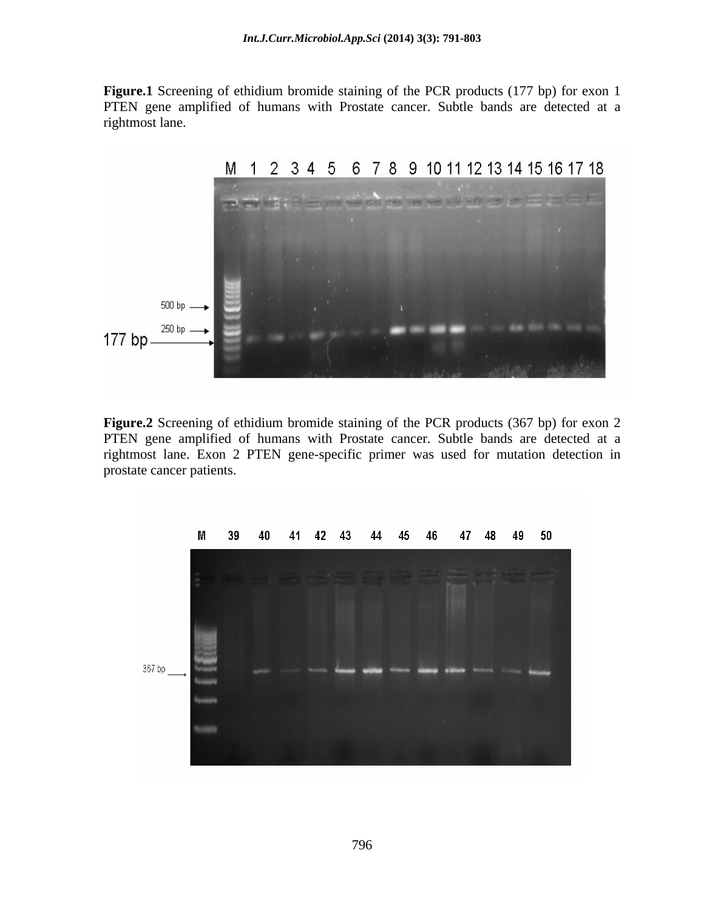**Figure.1** Screening of ethidium bromide staining of the PCR products (177 bp) for exon 1 PTEN gene amplified of humans with Prostate cancer. Subtle bands are detected at a rightmost lane.

**Figure.2** Screening of ethidium bromide staining of the PCR products (367 bp) for exon 2 PTEN gene amplified of humans with Prostate cancer. Subtle bands are detected at a rightmost lane. Exon 2 PTEN gene-specific primer was used for mutation detection in prostate cancer patients.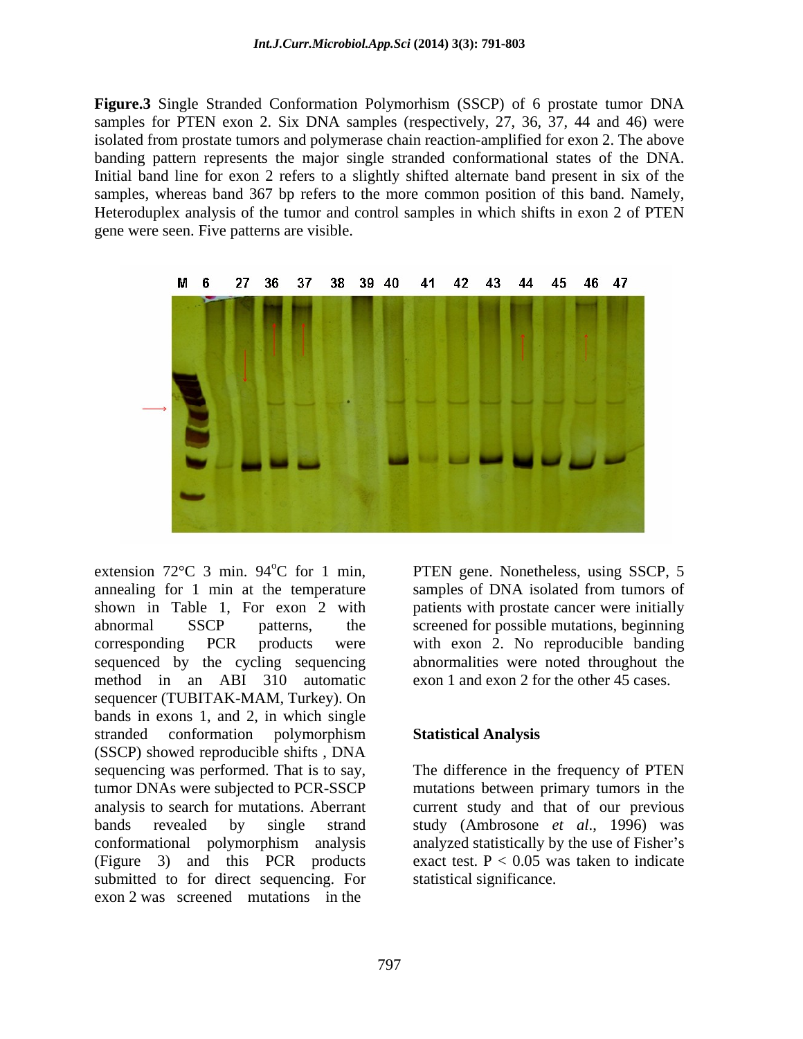**Figure.3** Single Stranded Conformation Polymorhism (SSCP) of 6 prostate tumor DNA samples for PTEN exon 2. Six DNA samples (respectively, 27, 36, 37, 44 and 46) were isolated from prostate tumors and polymerase chain reaction-amplified for exon 2. The above banding pattern represents the major single stranded conformational states of the DNA. Initial band line for exon 2 refers to a slightly shifted alternate band present in six of the samples, whereas band 367 bp refers to the more common position of this band. Namely, Heteroduplex analysis of the tumor and control samples in which shifts in exon 2 of PTEN gene were seen. Five patterns are visible.

extension 72°C 3 min. 94°C for 1 min, annealing for 1 min at the temperature shown in Table 1, For exon 2 with abnormal SSCP patterns, the corresponding PCR products were sequenced by the cycling sequencing method in an ABI 310 automatic sequencer (TUBITAK-MAM, Turkey). On bands in exons 1, and 2, in which single stranded conformation polymorphism (SSCP) showed reproducible shifts , DNA sequencing was performed. That is to say, tumor DNAs were subjected to PCR-SSCP analysis to search for mutations. Aberrant bands revealed by single strand conformational polymorphism analysis (Figure 3) and this PCR products submitted to for direct sequencing. For exon 2 was screened mutations in the PTEN gene. Nonetheless, using SSCP, 5 samples of DNA isolated from tumors of patients with prostate cancer were initially screened for possible mutations, beginning with exon 2. No reproducible banding abnormalities were noted throughout the exon 1 and exon 2 for the other 45 cases.

## Statistical Analysis

The difference in the frequency of PTEN mutations between primary tumors in the current study and that of our previous study (Ambrosone *et al*., 1996) was analyzed statistically by the use of Fisher's exact test. $P < 0.05$ was taken to indicate statistical significance.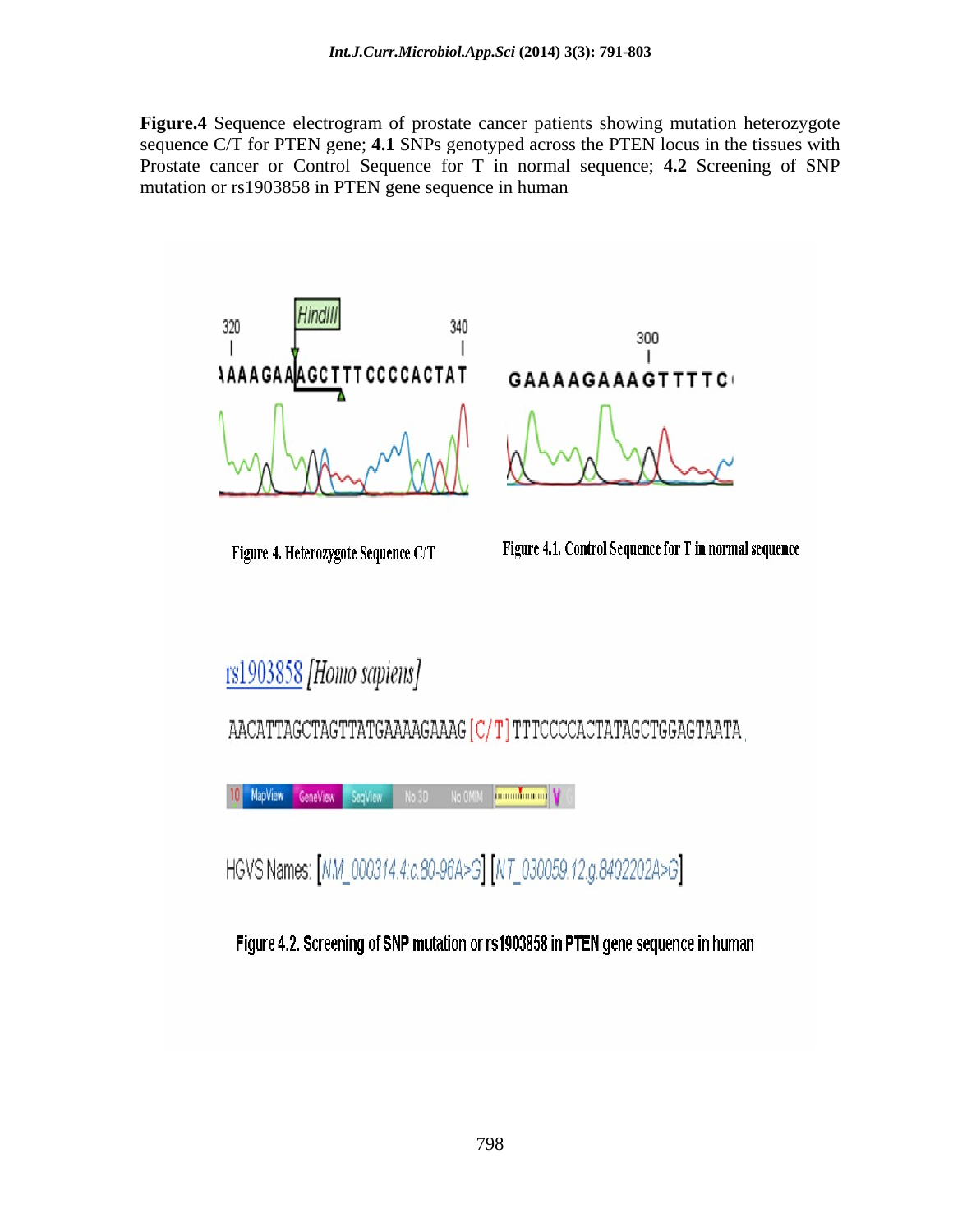**Figure.4** Sequence electrogram of prostate cancer patients showing mutation heterozygote sequence C/T for PTEN gene; **4.1** SNPs genotyped across the PTEN locus in the tissues with Prostate cancer or Control Sequence for T in normal sequence; **4.2** Screening of SNP mutation or rs1903858 in PTEN gene sequence in human

Figure 4. Heterozygote Sequence C/T

Figure 4.1. Control Sequence for T in normal sequence

rs1903858 *[Homo sapiens]*

AACATTAGCTAGTTATGAAAAGAAAG [C/T] TTTCCCCACTATAGCTGGAGTAATA

HGVS Names: [NM_000314.4:c.80-96A>G] [NT_030059.12:g.8402202A>G]

Figure 4.2. Screening of SNP mutation or rs1903858 in PTEN gene sequence in human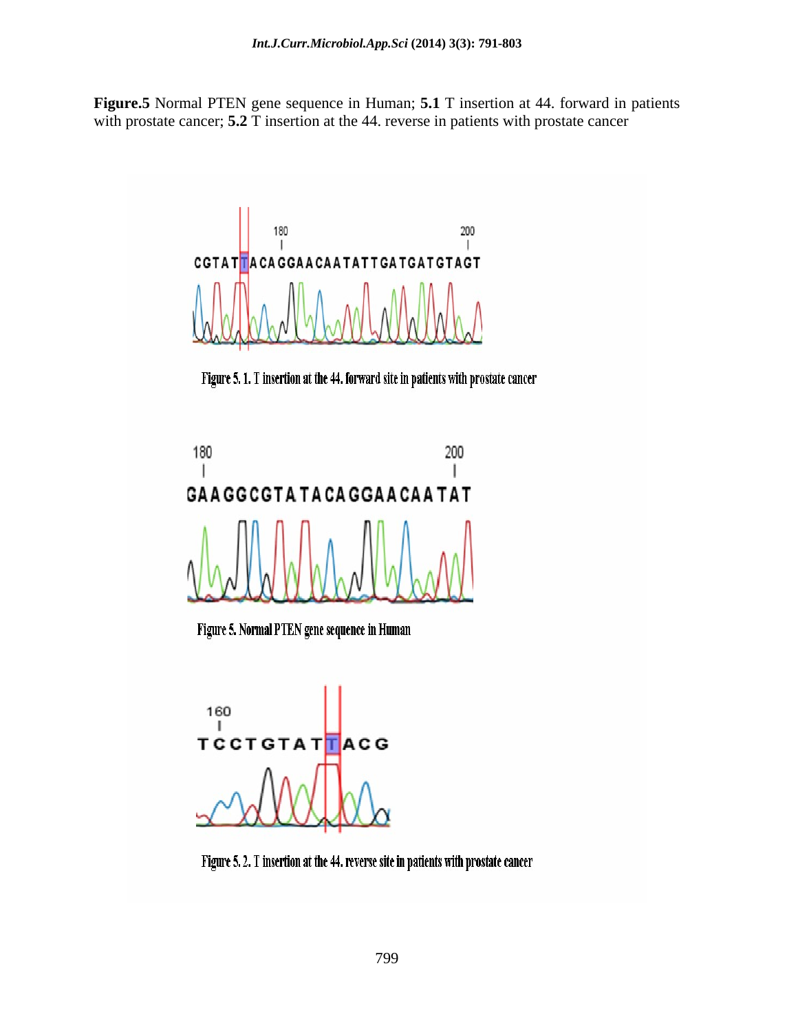**Figure.5** Normal PTEN gene sequence in Human; **5.1** T insertion at 44. forward in patients with prostate cancer; **5.2** T insertion at the 44. reverse in patients with prostate cancer

180 200

CGTATTACAGGAACAATATTGATGATGTAGT

Figure 5. 1. T insertion at the 44. forward site in patients with prostate cancer

180 200

GAAGGCGTATACAGGAACAATAT

Figure 5. Normal PTEN gene sequence in Human

160

TCCTGTATTACG

Figure 5. 2. T insertion at the 44. reverse site in patients with prostate cancer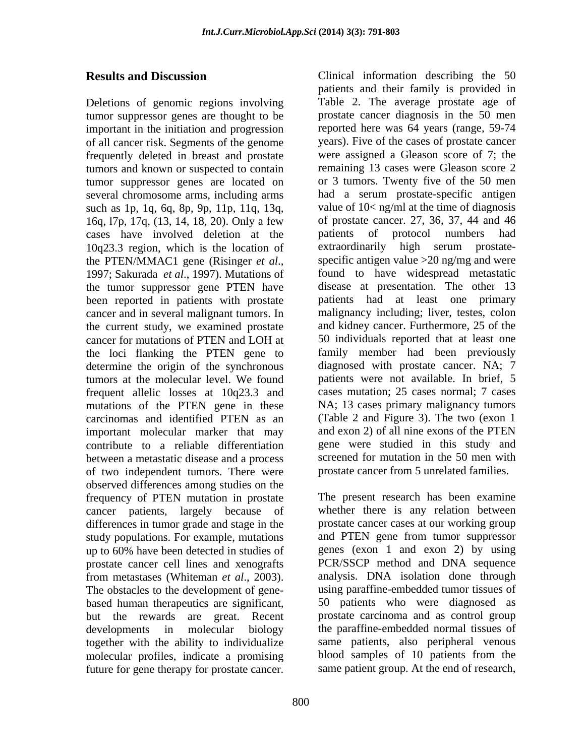## Results and Discussion

Deletions of genomic regions involving tumor suppressor genes are thought to be important in the initiation and progression of all cancer risk. Segments of the genome frequently deleted in breast and prostate tumors and known or suspected to contain tumor suppressor genes are located on several chromosome arms, including arms such as 1p, 1q, 6q, 8p, 9p, 11p, 11q, 13q, 16q, l7p, 17q, (13, 14, 18, 20). Only a few cases have involved deletion at the 10q23.3 region, which is the location of the PTEN/MMAC1 gene (Risinger *et al*., 1997; Sakurada *et al*., 1997). Mutations of the tumor suppressor gene PTEN have been reported in patients with prostate cancer and in several malignant tumors. In the current study, we examined prostate cancer for mutations of PTEN and LOH at the loci flanking the PTEN gene to determine the origin of the synchronous tumors at the molecular level. We found frequent allelic losses at 10q23.3 and mutations of the PTEN gene in these carcinomas and identified PTEN as an important molecular marker that may contribute to a reliable differentiation between a metastatic disease and a process of two independent tumors. There were observed differences among studies on the frequency of PTEN mutation in prostate cancer patients, largely because of differences in tumor grade and stage in the study populations. For example, mutations up to 60% have been detected in studies of prostate cancer cell lines and xenografts from metastases (Whiteman *et al*., 2003). The obstacles to the development of gene-based human therapeutics are significant, but the rewards are great. Recent developments in molecular biology together with the ability to individualize molecular profiles, indicate a promising future for gene therapy for prostate cancer.

Clinical information describing the 50 patients and their family is provided in Table 2. The average prostate age of prostate cancer diagnosis in the 50 men reported here was 64 years (range, 59-74 years). Five of the cases of prostate cancer were assigned a Gleason score of 7; the remaining 13 cases were Gleason score 2 or 3 tumors. Twenty five of the 50 men had a serum prostate-specific antigen value of 10< ng/ml at the time of diagnosis of prostate cancer. 27, 36, 37, 44 and 46 patients of protocol numbers had extraordinarily high serum prostate-specific antigen value >20 ng/mg and were found to have widespread metastatic disease at presentation. The other 13 patients had at least one primary malignancy including; liver, testes, colon and kidney cancer. Furthermore, 25 of the 50 individuals reported that at least one family member had been previously diagnosed with prostate cancer. NA; 7 patients were not available. In brief, 5 cases mutation; 25 cases normal; 7 cases NA; 13 cases primary malignancy tumors (Table 2 and Figure 3). The two (exon 1 and exon 2) of all nine exons of the PTEN gene were studied in this study and screened for mutation in the 50 men with prostate cancer from 5 unrelated families.

The present research has been examine whether there is any relation between prostate cancer cases at our working group and PTEN gene from tumor suppressor genes (exon 1 and exon 2) by using PCR/SSCP method and DNA sequence analysis. DNA isolation done through using paraffine-embedded tumor tissues of 50 patients who were diagnosed as prostate carcinoma and as control group the paraffine-embedded normal tissues of same patients, also peripheral venous blood samples of 10 patients from the same patient group. At the end of research,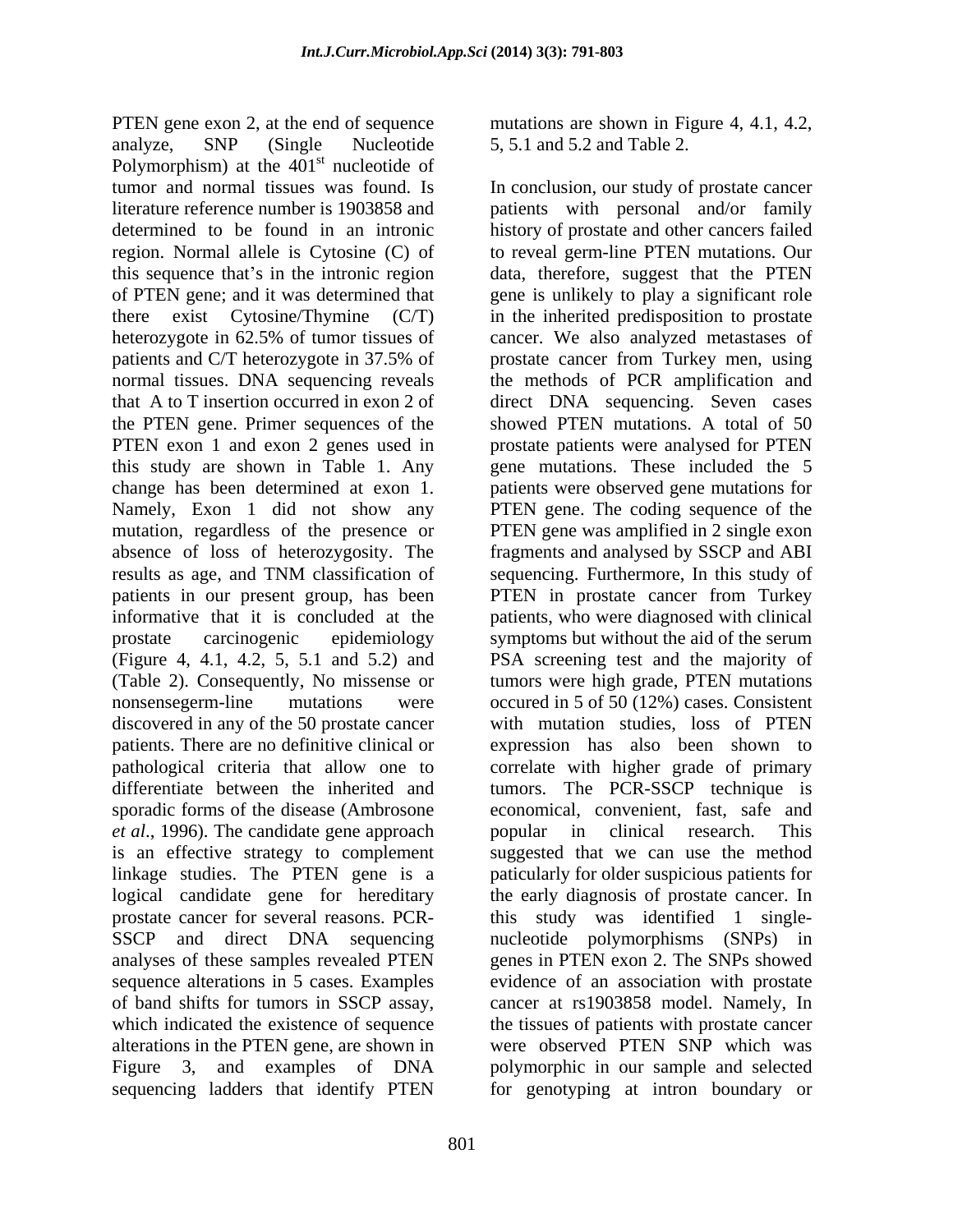PTEN gene exon 2, at the end of sequence analyze, SNP (Single Nucleotide Polymorphism) at the 401st nucleotide of tumor and normal tissues was found. Is literature reference number is 1903858 and determined to be found in an intronic region. Normal allele is Cytosine (C) of this sequence that's in the intronic region of PTEN gene; and it was determined that there exist Cytosine/Thymine (C/T) heterozygote in 62.5% of tumor tissues of patients and C/T heterozygote in 37.5% of normal tissues. DNA sequencing reveals that A to T insertion occurred in exon 2 of the PTEN gene. Primer sequences of the PTEN exon 1 and exon 2 genes used in this study are shown in Table 1. Any change has been determined at exon 1. Namely, Exon 1 did not show any mutation, regardless of the presence or absence of loss of heterozygosity. The results as age, and TNM classification of patients in our present group, has been informative that it is concluded at the prostate carcinogenic epidemiology (Figure 4, 4.1, 4.2, 5, 5.1 and 5.2) and (Table 2). Consequently, No missense or nonsensegerm-line mutations were discovered in any of the 50 prostate cancer patients. There are no definitive clinical or pathological criteria that allow one to differentiate between the inherited and sporadic forms of the disease (Ambrosone *et al*., 1996). The candidate gene approach is an effective strategy to complement linkage studies. The PTEN gene is a logical candidate gene for hereditary prostate cancer for several reasons. PCR-SSCP and direct DNA sequencing analyses of these samples revealed PTEN sequence alterations in 5 cases. Examples of band shifts for tumors in SSCP assay, which indicated the existence of sequence alterations in the PTEN gene, are shown in Figure 3, and examples of DNA sequencing ladders that identify PTEN mutations are shown in Figure 4, 4.1, 4.2, 5, 5.1 and 5.2 and Table 2.

In conclusion, our study of prostate cancer patients with personal and/or family history of prostate and other cancers failed to reveal germ-line PTEN mutations. Our data, therefore, suggest that the PTEN gene is unlikely to play a significant role in the inherited predisposition to prostate cancer. We also analyzed metastases of prostate cancer from Turkey men, using the methods of PCR amplification and direct DNA sequencing. Seven cases showed PTEN mutations. A total of 50 prostate patients were analysed for PTEN gene mutations. These included the 5 patients were observed gene mutations for PTEN gene. The coding sequence of the PTEN gene was amplified in 2 single exon fragments and analysed by SSCP and ABI sequencing. Furthermore, In this study of PTEN in prostate cancer from Turkey patients, who were diagnosed with clinical symptoms but without the aid of the serum PSA screening test and the majority of tumors were high grade, PTEN mutations occured in 5 of 50 (12%) cases. Consistent with mutation studies, loss of PTEN expression has also been shown to correlate with higher grade of primary tumors. The PCR-SSCP technique is economical, convenient, fast, safe and popular in clinical research. This suggested that we can use the method paticularly for older suspicious patients for the early diagnosis of prostate cancer. In this study was identified 1 single-nucleotide polymorphisms (SNPs) in genes in PTEN exon 2. The SNPs showed evidence of an association with prostate cancer at rs1903858 model. Namely, In the tissues of patients with prostate cancer were observed PTEN SNP which was polymorphic in our sample and selected for genotyping at intron boundary or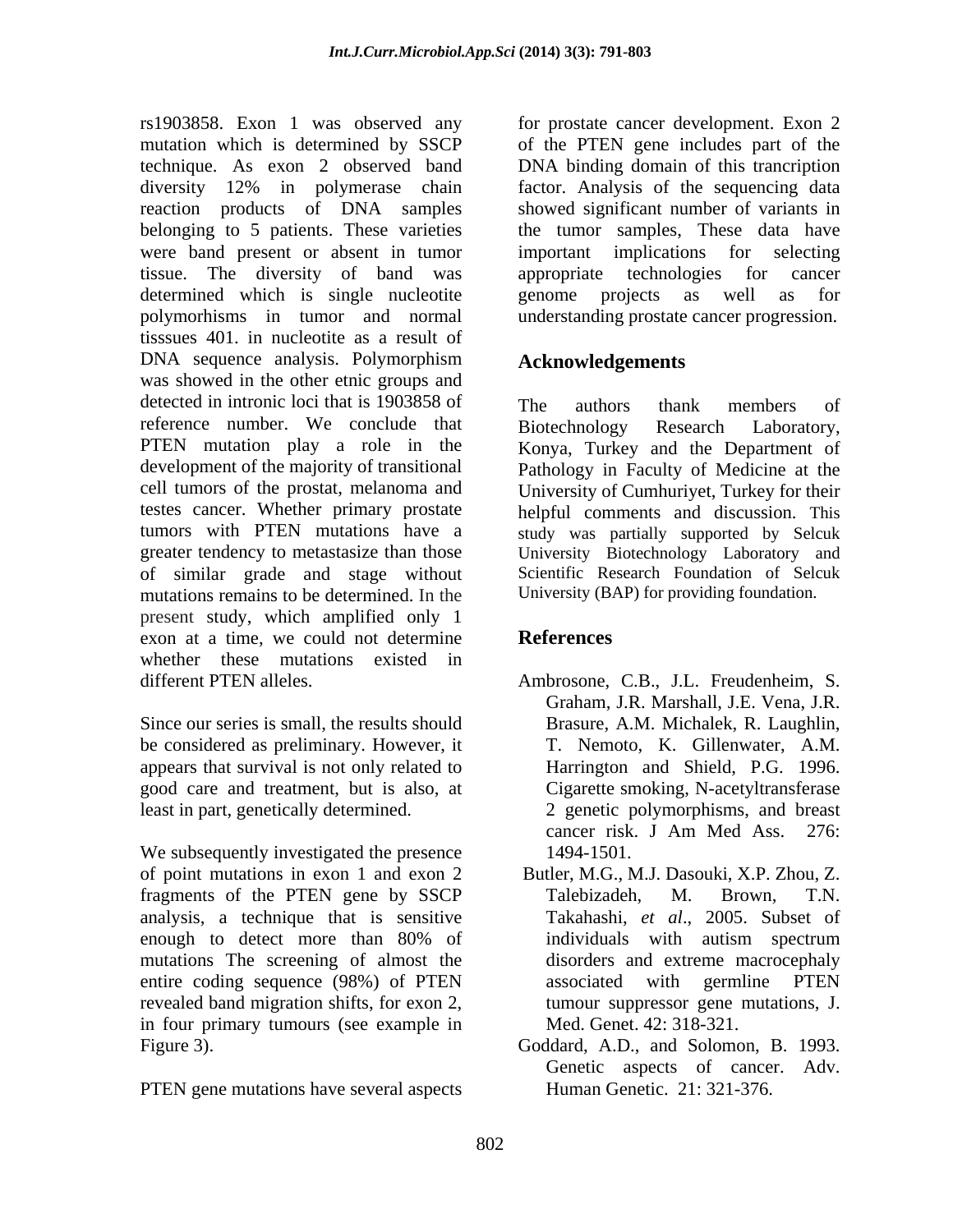rs1903858. Exon 1 was observed any mutation which is determined by SSCP technique. As exon 2 observed band diversity 12% in polymerase chain reaction products of DNA samples belonging to 5 patients. These varieties were band present or absent in tumor tissue. The diversity of band was determined which is single nucleotide polymorhisms in tumor and normal tisssues 401. in nucleotite as a result of DNA sequence analysis. Polymorphism was showed in the other etnic groups and detected in intronic loci that is 1903858 of reference number. We conclude that PTEN mutation play a role in the development of the majority of transitional cell tumors of the prostat, melanoma and testes cancer. Whether primary prostate tumors with PTEN mutations have a greater tendency to metastasize than those of similar grade and stage without mutations remains to be determined. In the present study, which amplified only 1 exon at a time, we could not determine whether these mutations existed in different PTEN alleles.

Since our series is small, the results should be considered as preliminary. However, it appears that survival is not only related to good care and treatment, but is also, at least in part, genetically determined.

We subsequently investigated the presence of point mutations in exon 1 and exon 2 fragments of the PTEN gene by SSCP analysis, a technique that is sensitive enough to detect more than 80% of mutations The screening of almost the entire coding sequence (98%) of PTEN revealed band migration shifts, for exon 2, in four primary tumours (see example in Figure 3).

PTEN gene mutations have several aspects for prostate cancer development. Exon 2 of the PTEN gene includes part of the DNA binding domain of this tancription factor. Analysis of the sequencing data showed significant number of variants in the tumor samples, These data have important implications for selecting appropriate technologies for cancer genome projects as well as for understanding prostate cancer progression.

## Acknowledgements

The authors thank members of Biotechnology Research Laboratory, Konya, Turkey and the Department of Pathology in Faculty of Medicine at the University of Cumhuriyet, Turkey for their helpful comments and discussion. This study was partially supported by Selcuk University Biotechnology Laboratory and Scientific Research Foundation of Selcuk University (BAP) for providing foundation.

## References

Ambrosone, C.B., J.L. Freudenheim, S. Graham, J.R. Marshall, J.E. Vena, J.R. Brasure, A.M. Michalek, R. Laughlin, T. Nemoto, K. Gillenwater, A.M. Harrington and Shield, P.G. 1996. Cigarette smoking, N-acetyltransferase 2 genetic polymorphisms, and breast cancer risk. J Am Med Ass. 276: 1494-1501.

Butler, M.G., M.J. Dasouki, X.P. Zhou, Z. Talebizadeh, M. Brown, T.N. Takahashi, *et al*., 2005. Subset of individuals with autism spectrum disorders and extreme macrocephaly associated with germline PTEN tumour suppressor gene mutations, J. Med. Genet. 42: 318-321.

Goddard, A.D., and Solomon, B. 1993. Genetic aspects of cancer. Adv. Human Genetic. 21: 321-376.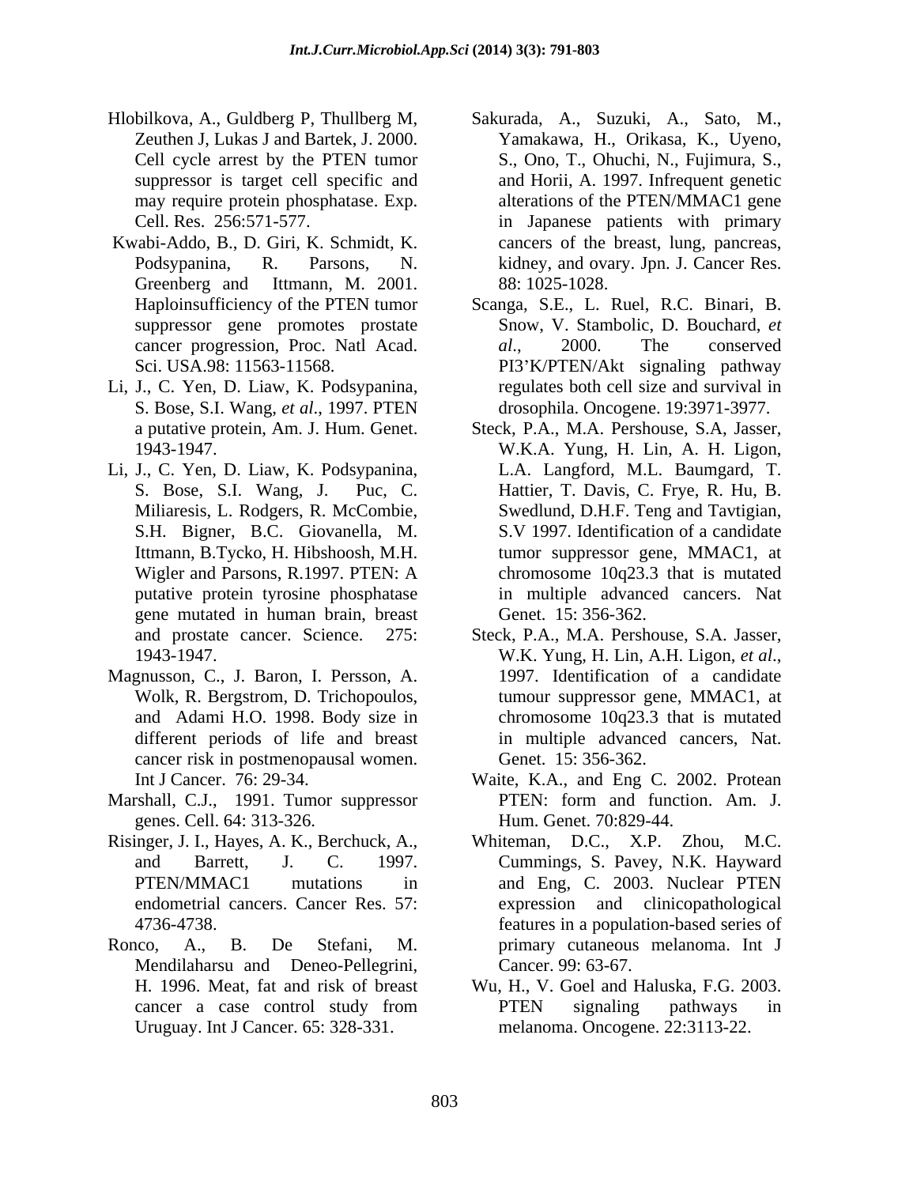Hlobilkova, A., Guldberg P, Thullberg M, Zeuthen J, Lukas J and Bartek, J. 2000. Cell cycle arrest by the PTEN tumor suppressor is target cell specific and may require protein phosphatase. Exp. Cell. Res. 256:571-577.

Kwabi-Addo, B., D. Giri, K. Schmidt, K. Podsypanina, R. Parsons, N. Greenberg and Ittmann, M. 2001. Haploinsufficiency of the PTEN tumor suppressor gene promotes prostate cancer progression, Proc. Natl Acad. Sci. USA.98: 11563-11568.

Li, J., C. Yen, D. Liaw, K. Podsypanina, S. Bose, S.I. Wang, *et al*., 1997. PTEN a putative protein, Am. J. Hum. Genet. 1943-1947.

Li, J., C. Yen, D. Liaw, K. Podsypanina, S. Bose, S.I. Wang, J. Puc, C. Miliaresis, L. Rodgers, R. McCombie, S.H. Bigner, B.C. Giovanella, M. Ittmann, B.Tycko, H. Hibshoosh, M.H. Wigler and Parsons, R.1997. PTEN: A putative protein tyrosine phosphatase gene mutated in human brain, breast and prostate cancer. Science. 275: 1943-1947.

Magnusson, C., J. Baron, I. Persson, A. Wolk, R. Bergstrom, D. Trichopoulos, and Adami H.O. 1998. Body size in different periods of life and breast cancer risk in postmenopausal women. Int J Cancer. 76: 29-34.

Marshall, C.J., 1991. Tumor suppressor genes. Cell. 64: 313-326.

Risinger, J. I., Hayes, A. K., Berchuck, A., and Barrett, J. C. 1997. PTEN/MMAC1 mutations in endometrial cancers. Cancer Res. 57: 4736-4738.

Ronco, A., B. De Stefani, M. Mendilaharsu and Deneo-Pellegrini, H. 1996. Meat, fat and risk of breast cancer a case control study from Uruguay. Int J Cancer. 65: 328-331.

Sakurada, A., Suzuki, A., Sato, M., Yamakawa, H., Orikasa, K., Uyeno, S., Ono, T., Ohuchi, N., Fujimura, S., and Horii, A. 1997. Infrequent genetic alterations of the PTEN/MMAC1 gene in Japanese patients with primary cancers of the breast, lung, pancreas, kidney, and ovary. Jpn. J. Cancer Res. 88: 1025-1028.

Scanga, S.E., L. Ruel, R.C. Binari, B. Snow, V. Stambolic, D. Bouchard, *et al*., 2000. The conserved PI3'K/PTEN/Akt signaling pathway regulates both cell size and survival in drosophila. Oncogene. 19:3971-3977.

Steck, P.A., M.A. Pershouse, S.A, Jasser, W.K.A. Yung, H. Lin, A. H. Ligon, L.A. Langford, M.L. Baumgard, T. Hattier, T. Davis, C. Frye, R. Hu, B. Swedlund, D.H.F. Teng and Tavtigian, S.V 1997. Identification of a candidate tumor suppressor gene, MMAC1, at chromosome 10q23.3 that is mutated in multiple advanced cancers. Nat Genet. 15: 356-362.

Steck, P.A., M.A. Pershouse, S.A. Jasser, W.K. Yung, H. Lin, A.H. Ligon, *et al*., 1997. Identification of a candidate tumour suppressor gene, MMAC1, at chromosome 10q23.3 that is mutated in multiple advanced cancers, Nat. Genet. 15: 356-362.

Waite, K.A., and Eng C. 2002. Protean PTEN: form and function. Am. J. Hum. Genet. 70:829-44.

Whiteman, D.C., X.P. Zhou, M.C. Cummings, S. Pavey, N.K. Hayward and Eng, C. 2003. Nuclear PTEN expression and clinicopathological features in a population-based series of primary cutaneous melanoma. Int J Cancer. 99: 63-67.

Wu, H., V. Goel and Haluska, F.G. 2003. PTEN signaling pathways in melanoma. Oncogene. 22:3113-22.